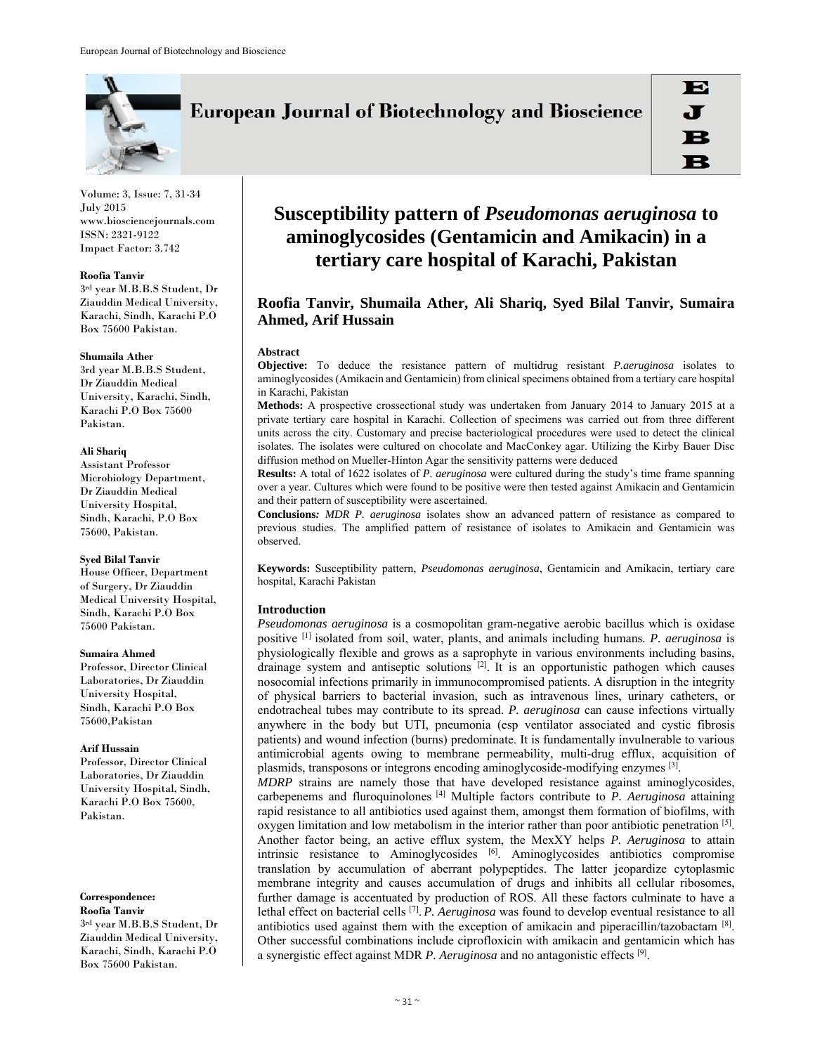# Susceptibility pattern of *Pseudomonas aeruginosa* to aminoglycosides (Gentamicin and Amikacin) in a tertiary care hospital of Karachi, Pakistan

**Roofia Tanvir, Shumaila Ather, Ali Shariq, Syed Bilal Tanvir, Sumaira Ahmed, Arif Hussain**

**Roofia Tanvir**
3rd year M.B.B.S Student, Dr Ziauddin Medical University, Karachi, Sindh, Karachi P.O Box 75600 Pakistan.

**Shumaila Ather**
3rd year M.B.B.S Student, Dr Ziauddin Medical University, Karachi, Sindh, Karachi P.O Box 75600 Pakistan.

**Ali Shariq**
Assistant Professor Microbiology Department, Dr Ziauddin Medical University Hospital, Sindh, Karachi, P.O Box 75600, Pakistan.

**Syed Bilal Tanvir**
House Officer, Department of Surgery, Dr Ziauddin Medical University Hospital, Sindh, Karachi P.O Box 75600 Pakistan.

**Sumaira Ahmed**
Professor, Director Clinical Laboratories, Dr Ziauddin University Hospital, Sindh, Karachi P.O Box 75600,Pakistan

**Arif Hussain**
Professor, Director Clinical Laboratories, Dr Ziauddin University Hospital, Sindh, Karachi P.O Box 75600, Pakistan.

**Correspondence:**
**Roofia Tanvir**
3rd year M.B.B.S Student, Dr Ziauddin Medical University, Karachi, Sindh, Karachi P.O Box 75600 Pakistan.

### Abstract

**Objective:** To deduce the resistance pattern of multidrug resistant *P.aeruginosa* isolates to aminoglycosides (Amikacin and Gentamicin) from clinical specimens obtained from a tertiary care hospital in Karachi, Pakistan

**Methods:** A prospective crossectional study was undertaken from January 2014 to January 2015 at a private tertiary care hospital in Karachi. Collection of specimens was carried out from three different units across the city. Customary and precise bacteriological procedures were used to detect the clinical isolates. The isolates were cultured on chocolate and MacConkey agar. Utilizing the Kirby Bauer Disc diffusion method on Mueller-Hinton Agar the sensitivity patterns were deduced

**Results:** A total of 1622 isolates of *P. aeruginosa* were cultured during the study's time frame spanning over a year. Cultures which were found to be positive were then tested against Amikacin and Gentamicin and their pattern of susceptibility were ascertained.

**Conclusions***:* *MDR P. aeruginosa* isolates show an advanced pattern of resistance as compared to previous studies. The amplified pattern of resistance of isolates to Amikacin and Gentamicin was observed.

**Keywords:** Susceptibility pattern, *Pseudomonas aeruginosa*, Gentamicin and Amikacin, tertiary care hospital, Karachi Pakistan

### Introduction

*Pseudomonas aeruginosa* is a cosmopolitan gram-negative aerobic bacillus which is oxidase positive [1] isolated from soil, water, plants, and animals including humans*. P. aeruginosa* is physiologically flexible and grows as a saprophyte in various environments including basins, drainage system and antiseptic solutions [2]. It is an opportunistic pathogen which causes nosocomial infections primarily in immunocompromised patients. A disruption in the integrity of physical barriers to bacterial invasion, such as intravenous lines, urinary catheters, or endotracheal tubes may contribute to its spread. *P. aeruginosa* can cause infections virtually anywhere in the body but UTI, pneumonia (esp ventilator associated and cystic fibrosis patients) and wound infection (burns) predominate. It is fundamentally invulnerable to various antimicrobial agents owing to membrane permeability, multi-drug efflux, acquisition of plasmids, transposons or integrons encoding aminoglycoside-modifying enzymes [3].

*MDRP* strains are namely those that have developed resistance against aminoglycosides, carbepenems and fluroquinolones [4] Multiple factors contribute to *P. Aeruginosa* attaining rapid resistance to all antibiotics used against them, amongst them formation of biofilms, with oxygen limitation and low metabolism in the interior rather than poor antibiotic penetration [5]. Another factor being, an active efflux system, the MexXY helps *P. Aeruginosa* to attain intrinsic resistance to Aminoglycosides [6]. Aminoglycosides antibiotics compromise translation by accumulation of aberrant polypeptides. The latter jeopardize cytoplasmic membrane integrity and causes accumulation of drugs and inhibits all cellular ribosomes, further damage is accentuated by production of ROS. All these factors culminate to have a lethal effect on bacterial cells [7]. *P. Aeruginosa* was found to develop eventual resistance to all antibiotics used against them with the exception of amikacin and piperacillin/tazobactam [8]. Other successful combinations include ciprofloxicin with amikacin and gentamicin which has a synergistic effect against MDR *P. Aeruginosa* and no antagonistic effects [9].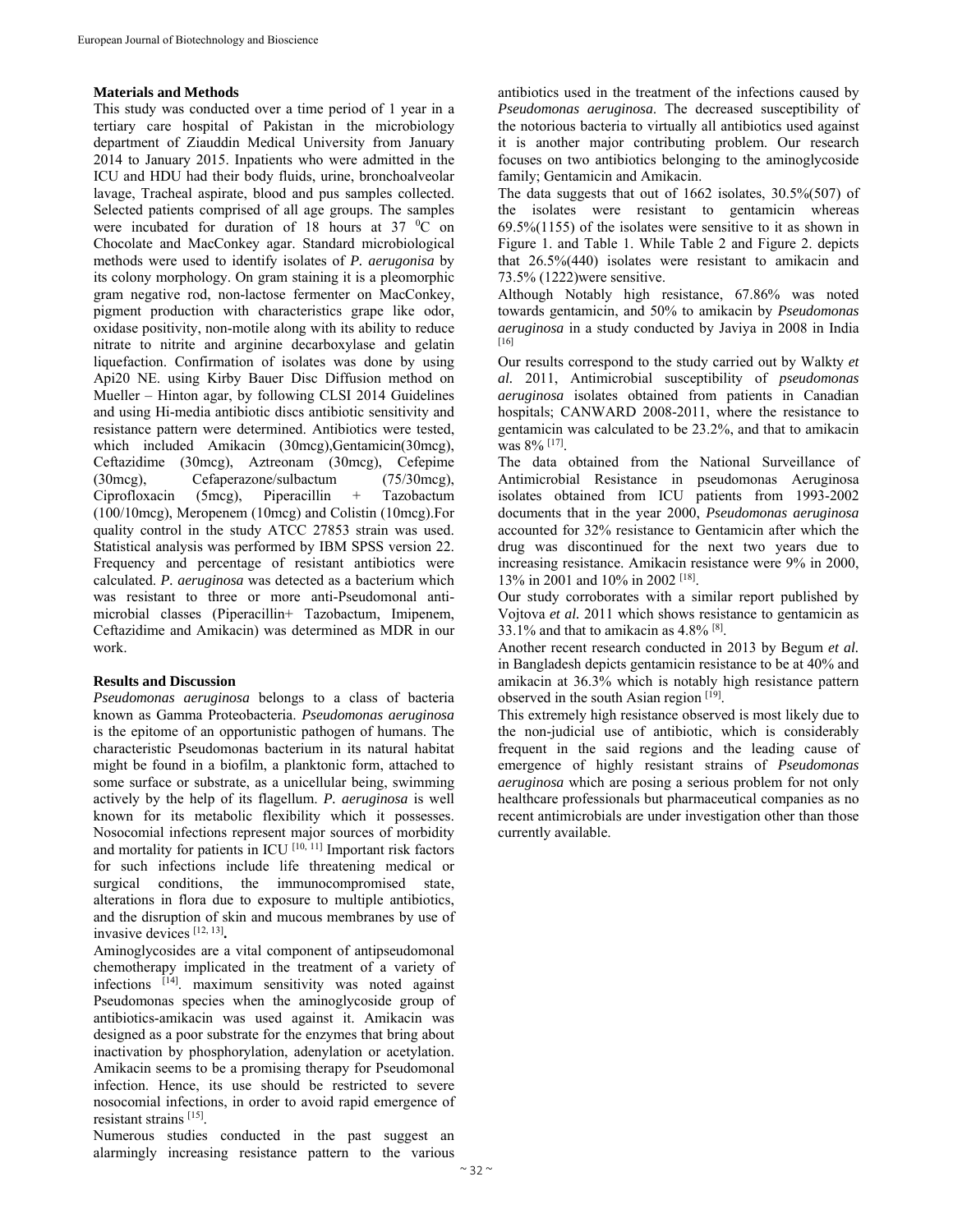## Materials and Methods

This study was conducted over a time period of 1 year in a tertiary care hospital of Pakistan in the microbiology department of Ziauddin Medical University from January 2014 to January 2015. Inpatients who were admitted in the ICU and HDU had their body fluids, urine, bronchoalveolar lavage, Tracheal aspirate, blood and pus samples collected. Selected patients comprised of all age groups. The samples were incubated for duration of 18 hours at 37 $^0$C on Chocolate and MacConkey agar. Standard microbiological methods were used to identify isolates of *P. aerugonisa* by its colony morphology. On gram staining it is a pleomorphic gram negative rod, non-lactose fermenter on MacConkey, pigment production with characteristics grape like odor, oxidase positivity, non-motile along with its ability to reduce nitrate to nitrite and arginine decarboxylase and gelatin liquefaction. Confirmation of isolates was done by using Api20 NE. using Kirby Bauer Disc Diffusion method on Mueller – Hinton agar, by following CLSI 2014 Guidelines and using Hi-media antibiotic discs antibiotic sensitivity and resistance pattern were determined. Antibiotics were tested, which included Amikacin (30mcg),Gentamicin(30mcg), Ceftazidime (30mcg), Aztreonam (30mcg), Cefepime (30mcg), Cefaperazone/sulbactum (75/30mcg), Ciprofloxacin (5mcg), Piperacillin + Tazobactum (100/10mcg), Meropenem (10mcg) and Colistin (10mcg).For quality control in the study ATCC 27853 strain was used. Statistical analysis was performed by IBM SPSS version 22. Frequency and percentage of resistant antibiotics were calculated. *P. aeruginosa* was detected as a bacterium which was resistant to three or more anti-Pseudomonal anti-microbial classes (Piperacillin+ Tazobactum, Imipenem, Ceftazidime and Amikacin) was determined as MDR in our work.

## Results and Discussion

*Pseudomonas aeruginosa* belongs to a class of bacteria known as Gamma Proteobacteria. *Pseudomonas aeruginosa* is the epitome of an opportunistic pathogen of humans. The characteristic Pseudomonas bacterium in its natural habitat might be found in a biofilm, a planktonic form, attached to some surface or substrate, as a unicellular being, swimming actively by the help of its flagellum. *P. aeruginosa* is well known for its metabolic flexibility which it possesses. Nosocomial infections represent major sources of morbidity and mortality for patients in ICU [10, 11] Important risk factors for such infections include life threatening medical or surgical conditions, the immunocompromised state, alterations in flora due to exposure to multiple antibiotics, and the disruption of skin and mucous membranes by use of invasive devices [12, 13]**.**

Aminoglycosides are a vital component of antipseudomonal chemotherapy implicated in the treatment of a variety of infections [14]. maximum sensitivity was noted against Pseudomonas species when the aminoglycoside group of antibiotics-amikacin was used against it. Amikacin was designed as a poor substrate for the enzymes that bring about inactivation by phosphorylation, adenylation or acetylation. Amikacin seems to be a promising therapy for Pseudomonal infection. Hence, its use should be restricted to severe nosocomial infections, in order to avoid rapid emergence of resistant strains [15].

Numerous studies conducted in the past suggest an alarmingly increasing resistance pattern to the various antibiotics used in the treatment of the infections caused by *Pseudomonas aeruginosa*. The decreased susceptibility of the notorious bacteria to virtually all antibiotics used against it is another major contributing problem. Our research focuses on two antibiotics belonging to the aminoglycoside family; Gentamicin and Amikacin.

The data suggests that out of 1662 isolates, 30.5%(507) of the isolates were resistant to gentamicin whereas 69.5%(1155) of the isolates were sensitive to it as shown in Figure 1. and Table 1. While Table 2 and Figure 2. depicts that 26.5%(440) isolates were resistant to amikacin and 73.5% (1222)were sensitive.

Although Notably high resistance, 67.86% was noted towards gentamicin, and 50% to amikacin by *Pseudomonas aeruginosa* in a study conducted by Javiya in 2008 in India [16]

Our results correspond to the study carried out by Walkty *et al.* 2011, Antimicrobial susceptibility of *pseudomonas aeruginosa* isolates obtained from patients in Canadian hospitals; CANWARD 2008-2011, where the resistance to gentamicin was calculated to be 23.2%, and that to amikacin was 8% [17].

The data obtained from the National Surveillance of Antimicrobial Resistance in pseudomonas Aeruginosa isolates obtained from ICU patients from 1993-2002 documents that in the year 2000, *Pseudomonas aeruginosa* accounted for 32% resistance to Gentamicin after which the drug was discontinued for the next two years due to increasing resistance. Amikacin resistance were 9% in 2000, 13% in 2001 and 10% in 2002 [18].

Our study corroborates with a similar report published by Vojtova *et al.* 2011 which shows resistance to gentamicin as 33.1% and that to amikacin as 4.8% [8].

Another recent research conducted in 2013 by Begum *et al.* in Bangladesh depicts gentamicin resistance to be at 40% and amikacin at 36.3% which is notably high resistance pattern observed in the south Asian region [19].

This extremely high resistance observed is most likely due to the non-judicial use of antibiotic, which is considerably frequent in the said regions and the leading cause of emergence of highly resistant strains of *Pseudomonas aeruginosa* which are posing a serious problem for not only healthcare professionals but pharmaceutical companies as no recent antimicrobials are under investigation other than those currently available.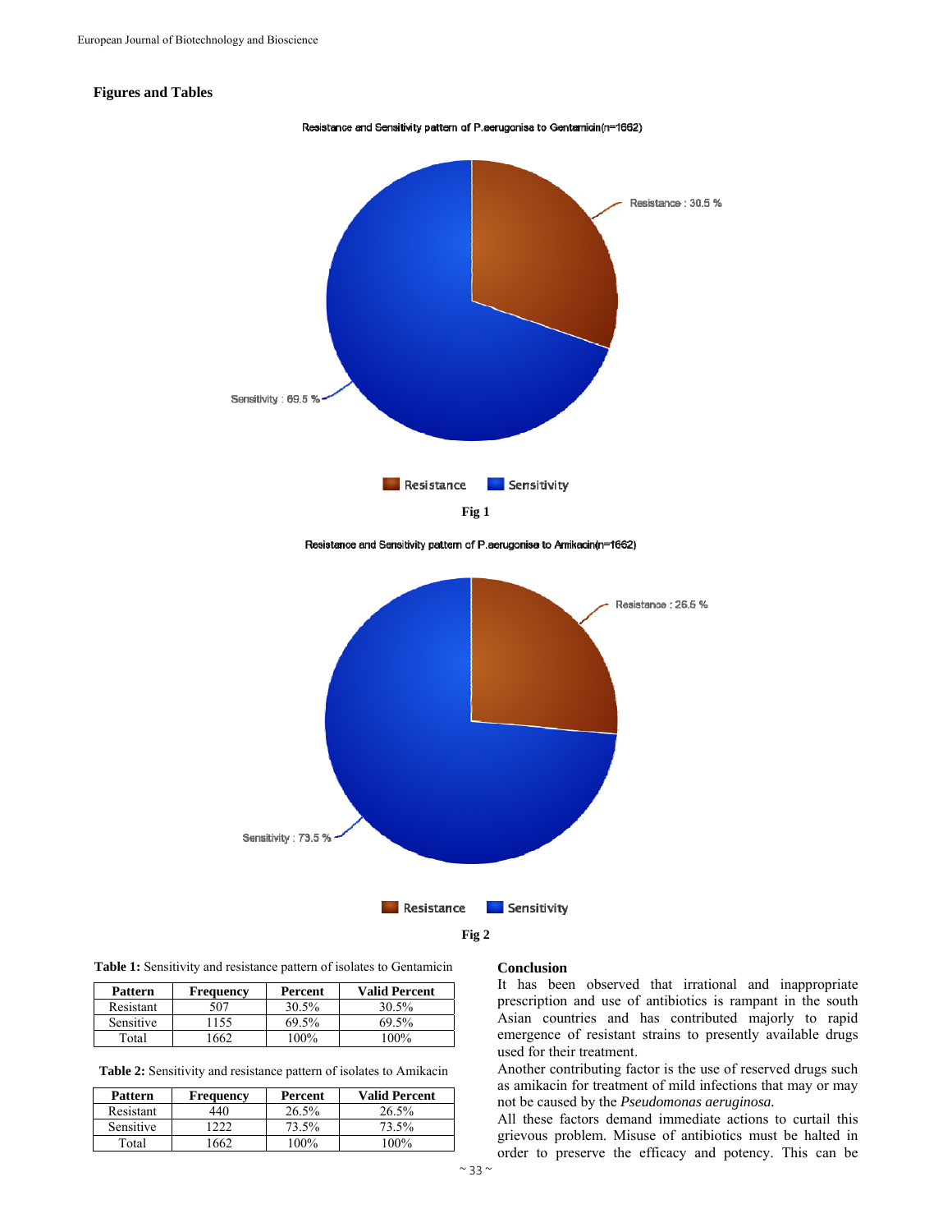## Figures and Tables

Resistance and Sensitivity pattern of P.aerugonisa to Gentamicin(n=1662)

Resistance : 30.5 %

Sensitivity : 69.5 %

Resistance Sensitivity

Fig 1

Resistance and Sensitivity pattern of P.aerugonisa to Amikacin(n=1662)

Resistance : 26.5 %

Sensitivity : 73.5 %

Resistance Sensitivity

Fig 2

**Table 1:** Sensitivity and resistance pattern of isolates to Gentamicin

| Pattern | Frequency | Percent | Valid Percent |
|---|---|---|---|
| Resistant | 507 | 30.5% | 30.5% |
| Sensitive | 1155 | 69.5% | 69.5% |
| Total | 1662 | 100% | 100% |

**Table 2:** Sensitivity and resistance pattern of isolates to Amikacin

| Pattern | Frequency | Percent | Valid Percent |
|---|---|---|---|
| Resistant | 440 | 26.5% | 26.5% |
| Sensitive | 1222 | 73.5% | 73.5% |
| Total | 1662 | 100% | 100% |

## Conclusion

It has been observed that irrational and inappropriate prescription and use of antibiotics is rampant in the south Asian countries and has contributed majorly to rapid emergence of resistant strains to presently available drugs used for their treatment.

Another contributing factor is the use of reserved drugs such as amikacin for treatment of mild infections that may or may not be caused by the *Pseudomonas aeruginosa.*

All these factors demand immediate actions to curtail this grievous problem. Misuse of antibiotics must be halted in order to preserve the efficacy and potency. This can be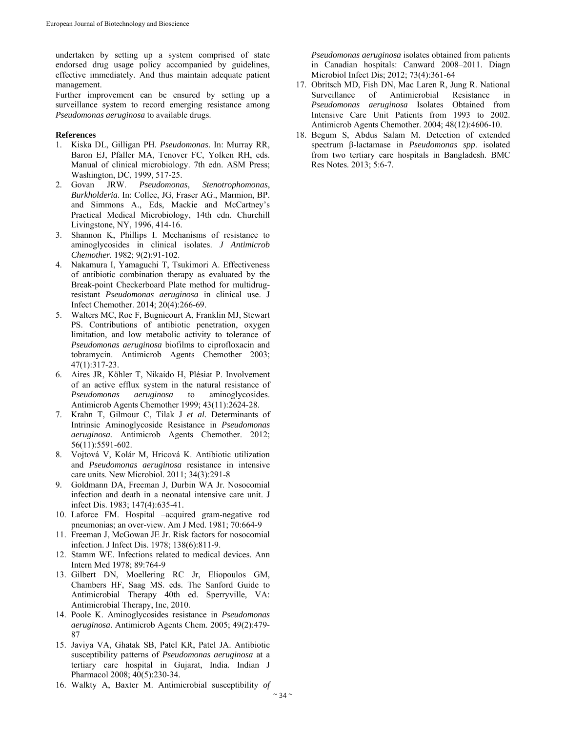undertaken by setting up a system comprised of state endorsed drug usage policy accompanied by guidelines, effective immediately. And thus maintain adequate patient management.

Further improvement can be ensured by setting up a surveillance system to record emerging resistance among *Pseudomonas aeruginosa* to available drugs.

**References**

1. Kiska DL, Gilligan PH. *Pseudomonas*. In: Murray RR, Baron EJ, Pfaller MA, Tenover FC, Yolken RH, eds. Manual of clinical microbiology. 7th edn. ASM Press; Washington, DC, 1999, 517-25.
2. Govan JRW. *Pseudomonas*, *Stenotrophomonas*, *Burkholderia*. In: Collee, JG, Fraser AG., Marmion, BP. and Simmons A., Eds, Mackie and McCartney's Practical Medical Microbiology, 14th edn. Churchill Livingstone, NY, 1996, 414-16.
3. Shannon K, Phillips I. Mechanisms of resistance to aminoglycosides in clinical isolates. *J Antimicrob Chemother*. 1982; 9(2):91-102.
4. Nakamura I, Yamaguchi T, Tsukimori A. Effectiveness of antibiotic combination therapy as evaluated by the Break-point Checkerboard Plate method for multidrug-resistant *Pseudomonas aeruginosa* in clinical use. J Infect Chemother. 2014; 20(4):266-69.
5. Walters MC, Roe F, Bugnicourt A, Franklin MJ, Stewart PS. Contributions of antibiotic penetration, oxygen limitation, and low metabolic activity to tolerance of *Pseudomonas aeruginosa* biofilms to ciprofloxacin and tobramycin. Antimicrob Agents Chemother 2003; 47(1):317-23.
6. Aires JR, Köhler T, Nikaido H, Plésiat P. Involvement of an active efflux system in the natural resistance of *Pseudomonas aeruginosa* to aminoglycosides. Antimicrob Agents Chemother 1999; 43(11):2624-28.
7. Krahn T, Gilmour C, Tilak J *et al.* Determinants of Intrinsic Aminoglycoside Resistance in *Pseudomonas aeruginosa.* Antimicrob Agents Chemother. 2012; 56(11):5591-602.
8. Vojtová V, Kolár M, Hricová K. Antibiotic utilization and *Pseudomonas aeruginosa* resistance in intensive care units. New Microbiol. 2011; 34(3):291-8
9. Goldmann DA, Freeman J, Durbin WA Jr. Nosocomial infection and death in a neonatal intensive care unit. J infect Dis. 1983; 147(4):635-41.
10. Laforce FM. Hospital –acquired gram-negative rod pneumonias; an over-view. Am J Med. 1981; 70:664-9
11. Freeman J, McGowan JE Jr. Risk factors for nosocomial infection. J Infect Dis. 1978; 138(6):811-9.
12. Stamm WE. Infections related to medical devices. Ann Intern Med 1978; 89:764-9
13. Gilbert DN, Moellering RC Jr, Eliopoulos GM, Chambers HF, Saag MS. eds. The Sanford Guide to Antimicrobial Therapy 40th ed. Sperryville, VA: Antimicrobial Therapy, Inc, 2010.
14. Poole K. Aminoglycosides resistance in *Pseudomonas aeruginosa*. Antimicrob Agents Chem. 2005; 49(2):479-87
15. Javiya VA, Ghatak SB, Patel KR, Patel JA. Antibiotic susceptibility patterns of *Pseudomonas aeruginosa* at a tertiary care hospital in Gujarat, India*.* Indian J Pharmacol 2008; 40(5):230-34.
16. Walkty A, Baxter M. Antimicrobial susceptibility *of Pseudomonas aeruginosa* isolates obtained from patients in Canadian hospitals: Canward 2008–2011. Diagn Microbiol Infect Dis; 2012; 73(4):361-64
17. Obritsch MD, Fish DN, Mac Laren R, Jung R. National Surveillance of Antimicrobial Resistance in *Pseudomonas aeruginosa* Isolates Obtained from Intensive Care Unit Patients from 1993 to 2002. Antimicrob Agents Chemother. 2004; 48(12):4606-10.
18. Begum S, Abdus Salam M. Detection of extended spectrum β-lactamase in *Pseudomonas spp*. isolated from two tertiary care hospitals in Bangladesh. BMC Res Notes. 2013; 5:6-7.